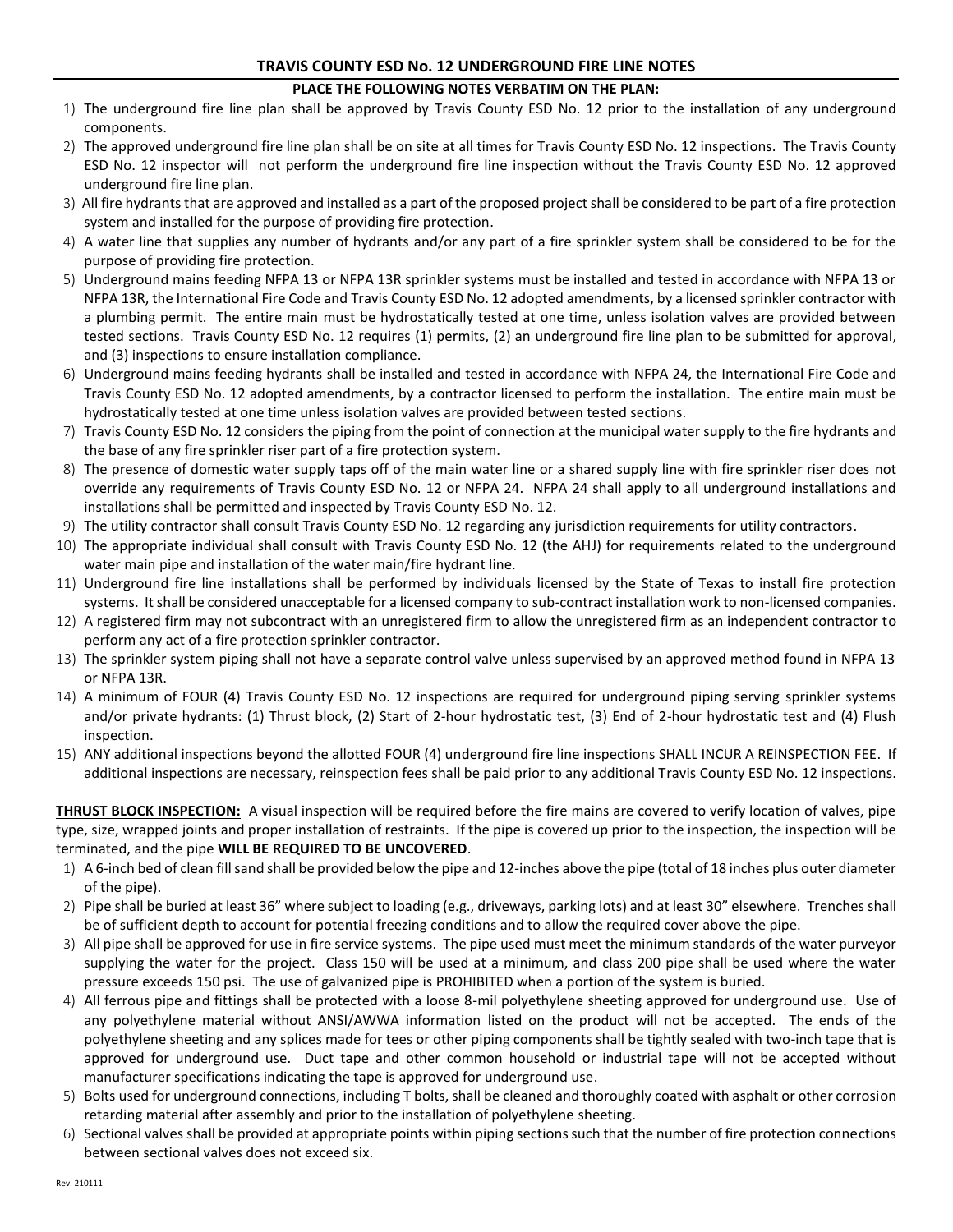# TRAVIS COUNTY ESD No. 12 UNDERGROUND FIRE LINE NOTES

**PLACE THE FOLLOWING NOTES VERBATIM ON THE PLAN:**

1) The underground fire line plan shall be approved by Travis County ESD No. 12 prior to the installation of any underground components.
2) The approved underground fire line plan shall be on site at all times for Travis County ESD No. 12 inspections. The Travis County ESD No. 12 inspector will not perform the underground fire line inspection without the Travis County ESD No. 12 approved underground fire line plan.
3) All fire hydrants that are approved and installed as a part of the proposed project shall be considered to be part of a fire protection system and installed for the purpose of providing fire protection.
4) A water line that supplies any number of hydrants and/or any part of a fire sprinkler system shall be considered to be for the purpose of providing fire protection.
5) Underground mains feeding NFPA 13 or NFPA 13R sprinkler systems must be installed and tested in accordance with NFPA 13 or NFPA 13R, the International Fire Code and Travis County ESD No. 12 adopted amendments, by a licensed sprinkler contractor with a plumbing permit. The entire main must be hydrostatically tested at one time, unless isolation valves are provided between tested sections. Travis County ESD No. 12 requires (1) permits, (2) an underground fire line plan to be submitted for approval, and (3) inspections to ensure installation compliance.
6) Underground mains feeding hydrants shall be installed and tested in accordance with NFPA 24, the International Fire Code and Travis County ESD No. 12 adopted amendments, by a contractor licensed to perform the installation. The entire main must be hydrostatically tested at one time unless isolation valves are provided between tested sections.
7) Travis County ESD No. 12 considers the piping from the point of connection at the municipal water supply to the fire hydrants and the base of any fire sprinkler riser part of a fire protection system.
8) The presence of domestic water supply taps off of the main water line or a shared supply line with fire sprinkler riser does not override any requirements of Travis County ESD No. 12 or NFPA 24. NFPA 24 shall apply to all underground installations and installations shall be permitted and inspected by Travis County ESD No. 12.
9) The utility contractor shall consult Travis County ESD No. 12 regarding any jurisdiction requirements for utility contractors.
10) The appropriate individual shall consult with Travis County ESD No. 12 (the AHJ) for requirements related to the underground water main pipe and installation of the water main/fire hydrant line.
11) Underground fire line installations shall be performed by individuals licensed by the State of Texas to install fire protection systems. It shall be considered unacceptable for a licensed company to sub-contract installation work to non-licensed companies.
12) A registered firm may not subcontract with an unregistered firm to allow the unregistered firm as an independent contractor to perform any act of a fire protection sprinkler contractor.
13) The sprinkler system piping shall not have a separate control valve unless supervised by an approved method found in NFPA 13 or NFPA 13R.
14) A minimum of FOUR (4) Travis County ESD No. 12 inspections are required for underground piping serving sprinkler systems and/or private hydrants: (1) Thrust block, (2) Start of 2-hour hydrostatic test, (3) End of 2-hour hydrostatic test and (4) Flush inspection.
15) ANY additional inspections beyond the allotted FOUR (4) underground fire line inspections SHALL INCUR A REINSPECTION FEE. If additional inspections are necessary, reinspection fees shall be paid prior to any additional Travis County ESD No. 12 inspections.

**THRUST BLOCK INSPECTION:** A visual inspection will be required before the fire mains are covered to verify location of valves, pipe type, size, wrapped joints and proper installation of restraints. If the pipe is covered up prior to the inspection, the inspection will be terminated, and the pipe **WILL BE REQUIRED TO BE UNCOVERED**.

1) A 6-inch bed of clean fill sand shall be provided below the pipe and 12-inches above the pipe (total of 18 inches plus outer diameter of the pipe).
2) Pipe shall be buried at least 36" where subject to loading (e.g., driveways, parking lots) and at least 30" elsewhere. Trenches shall be of sufficient depth to account for potential freezing conditions and to allow the required cover above the pipe.
3) All pipe shall be approved for use in fire service systems. The pipe used must meet the minimum standards of the water purveyor supplying the water for the project. Class 150 will be used at a minimum, and class 200 pipe shall be used where the water pressure exceeds 150 psi. The use of galvanized pipe is PROHIBITED when a portion of the system is buried.
4) All ferrous pipe and fittings shall be protected with a loose 8-mil polyethylene sheeting approved for underground use. Use of any polyethylene material without ANSI/AWWA information listed on the product will not be accepted. The ends of the polyethylene sheeting and any splices made for tees or other piping components shall be tightly sealed with two-inch tape that is approved for underground use. Duct tape and other common household or industrial tape will not be accepted without manufacturer specifications indicating the tape is approved for underground use.
5) Bolts used for underground connections, including T bolts, shall be cleaned and thoroughly coated with asphalt or other corrosion retarding material after assembly and prior to the installation of polyethylene sheeting.
6) Sectional valves shall be provided at appropriate points within piping sections such that the number of fire protection connections between sectional valves does not exceed six.

Rev. 210111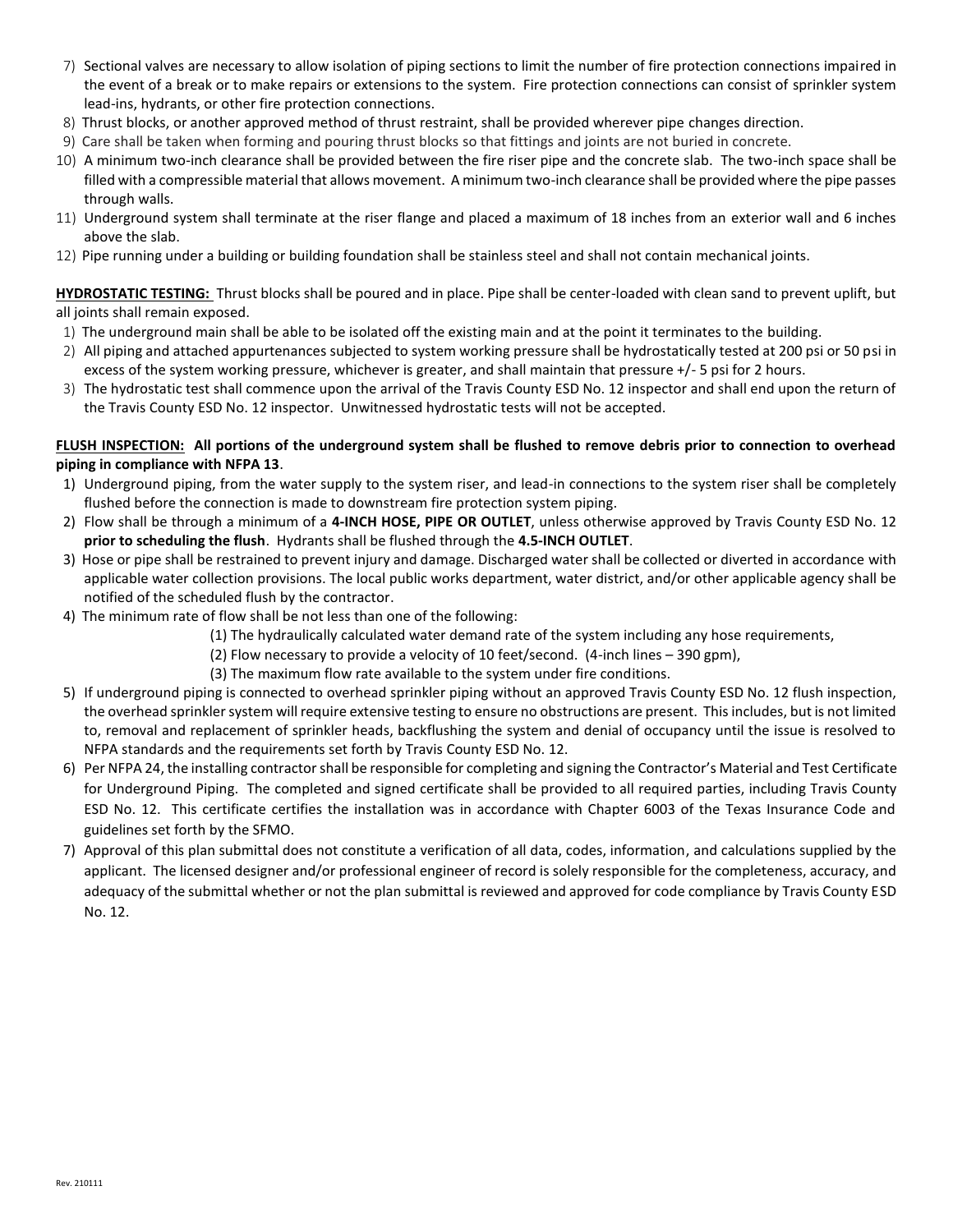7) Sectional valves are necessary to allow isolation of piping sections to limit the number of fire protection connections impaired in the event of a break or to make repairs or extensions to the system. Fire protection connections can consist of sprinkler system lead-ins, hydrants, or other fire protection connections.
8) Thrust blocks, or another approved method of thrust restraint, shall be provided wherever pipe changes direction.
9) Care shall be taken when forming and pouring thrust blocks so that fittings and joints are not buried in concrete.
10) A minimum two-inch clearance shall be provided between the fire riser pipe and the concrete slab. The two-inch space shall be filled with a compressible material that allows movement. A minimum two-inch clearance shall be provided where the pipe passes through walls.
11) Underground system shall terminate at the riser flange and placed a maximum of 18 inches from an exterior wall and 6 inches above the slab.
12) Pipe running under a building or building foundation shall be stainless steel and shall not contain mechanical joints.

**HYDROSTATIC TESTING:** Thrust blocks shall be poured and in place. Pipe shall be center-loaded with clean sand to prevent uplift, but all joints shall remain exposed.

1) The underground main shall be able to be isolated off the existing main and at the point it terminates to the building.
2) All piping and attached appurtenances subjected to system working pressure shall be hydrostatically tested at 200 psi or 50 psi in excess of the system working pressure, whichever is greater, and shall maintain that pressure +/- 5 psi for 2 hours.
3) The hydrostatic test shall commence upon the arrival of the Travis County ESD No. 12 inspector and shall end upon the return of the Travis County ESD No. 12 inspector. Unwitnessed hydrostatic tests will not be accepted.

**FLUSH INSPECTION: All portions of the underground system shall be flushed to remove debris prior to connection to overhead piping in compliance with NFPA 13**.

1) Underground piping, from the water supply to the system riser, and lead-in connections to the system riser shall be completely flushed before the connection is made to downstream fire protection system piping.
2) Flow shall be through a minimum of a **4-INCH HOSE, PIPE OR OUTLET**, unless otherwise approved by Travis County ESD No. 12 **prior to scheduling the flush**. Hydrants shall be flushed through the **4.5-INCH OUTLET**.
3) Hose or pipe shall be restrained to prevent injury and damage. Discharged water shall be collected or diverted in accordance with applicable water collection provisions. The local public works department, water district, and/or other applicable agency shall be notified of the scheduled flush by the contractor.
4) The minimum rate of flow shall be not less than one of the following:
   (1) The hydraulically calculated water demand rate of the system including any hose requirements,
   (2) Flow necessary to provide a velocity of 10 feet/second. (4-inch lines – 390 gpm),
   (3) The maximum flow rate available to the system under fire conditions.
5) If underground piping is connected to overhead sprinkler piping without an approved Travis County ESD No. 12 flush inspection, the overhead sprinkler system will require extensive testing to ensure no obstructions are present. This includes, but is not limited to, removal and replacement of sprinkler heads, backflushing the system and denial of occupancy until the issue is resolved to NFPA standards and the requirements set forth by Travis County ESD No. 12.
6) Per NFPA 24, the installing contractor shall be responsible for completing and signing the Contractor's Material and Test Certificate for Underground Piping. The completed and signed certificate shall be provided to all required parties, including Travis County ESD No. 12. This certificate certifies the installation was in accordance with Chapter 6003 of the Texas Insurance Code and guidelines set forth by the SFMO.
7) Approval of this plan submittal does not constitute a verification of all data, codes, information, and calculations supplied by the applicant. The licensed designer and/or professional engineer of record is solely responsible for the completeness, accuracy, and adequacy of the submittal whether or not the plan submittal is reviewed and approved for code compliance by Travis County ESD No. 12.

Rev. 210111